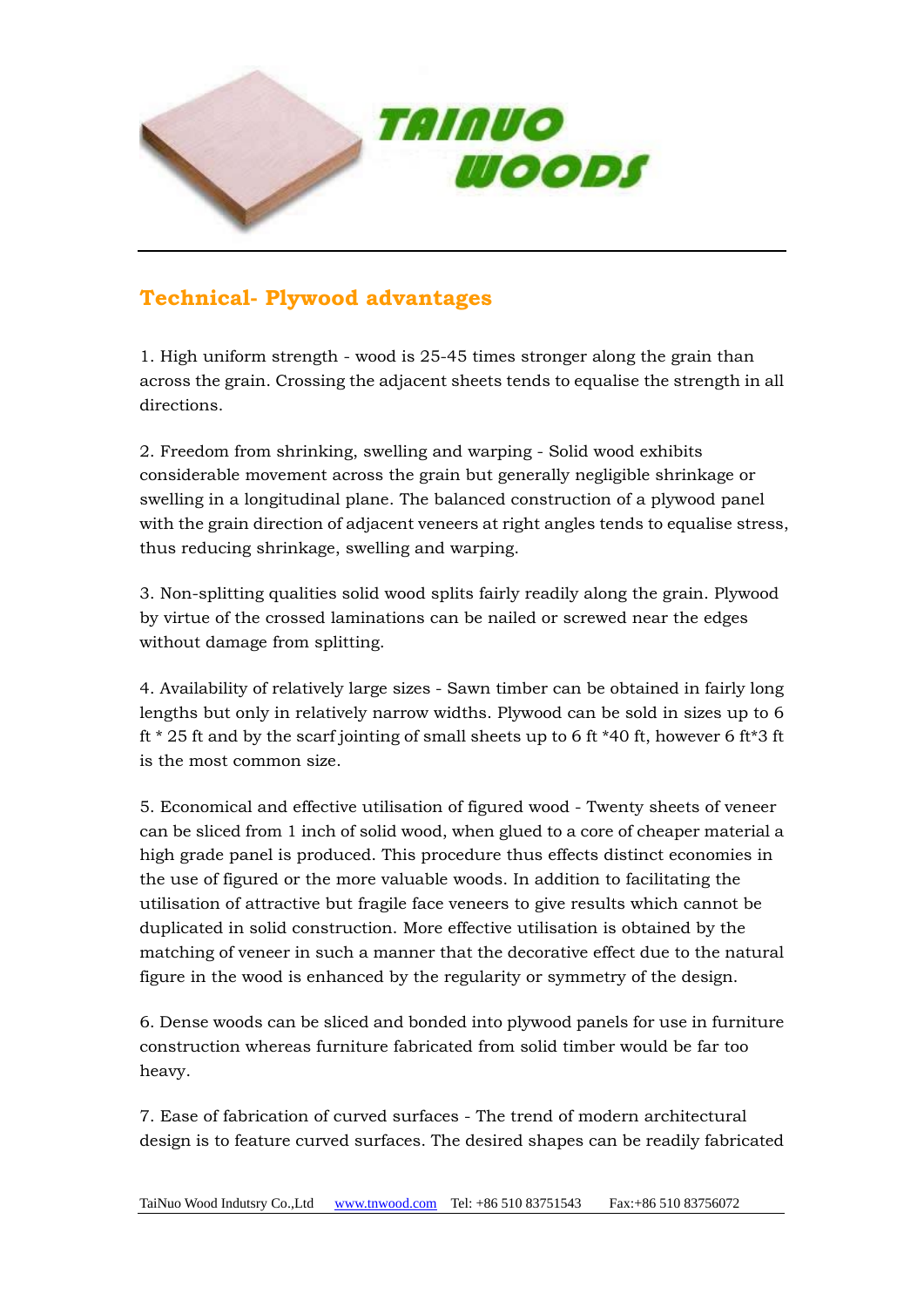TAINUO WOODS

## Technical- Plywood advantages

1. High uniform strength - wood is 25-45 times stronger along the grain than across the grain. Crossing the adjacent sheets tends to equalise the strength in all directions.

2. Freedom from shrinking, swelling and warping - Solid wood exhibits considerable movement across the grain but generally negligible shrinkage or swelling in a longitudinal plane. The balanced construction of a plywood panel with the grain direction of adjacent veneers at right angles tends to equalise stress, thus reducing shrinkage, swelling and warping.

3. Non-splitting qualities solid wood splits fairly readily along the grain. Plywood by virtue of the crossed laminations can be nailed or screwed near the edges without damage from splitting.

4. Availability of relatively large sizes - Sawn timber can be obtained in fairly long lengths but only in relatively narrow widths. Plywood can be sold in sizes up to 6 ft * 25 ft and by the scarf jointing of small sheets up to 6 ft *40 ft, however 6 ft*3 ft is the most common size.

5. Economical and effective utilisation of figured wood - Twenty sheets of veneer can be sliced from 1 inch of solid wood, when glued to a core of cheaper material a high grade panel is produced. This procedure thus effects distinct economies in the use of figured or the more valuable woods. In addition to facilitating the utilisation of attractive but fragile face veneers to give results which cannot be duplicated in solid construction. More effective utilisation is obtained by the matching of veneer in such a manner that the decorative effect due to the natural figure in the wood is enhanced by the regularity or symmetry of the design.

6. Dense woods can be sliced and bonded into plywood panels for use in furniture construction whereas furniture fabricated from solid timber would be far too heavy.

7. Ease of fabrication of curved surfaces - The trend of modern architectural design is to feature curved surfaces. The desired shapes can be readily fabricated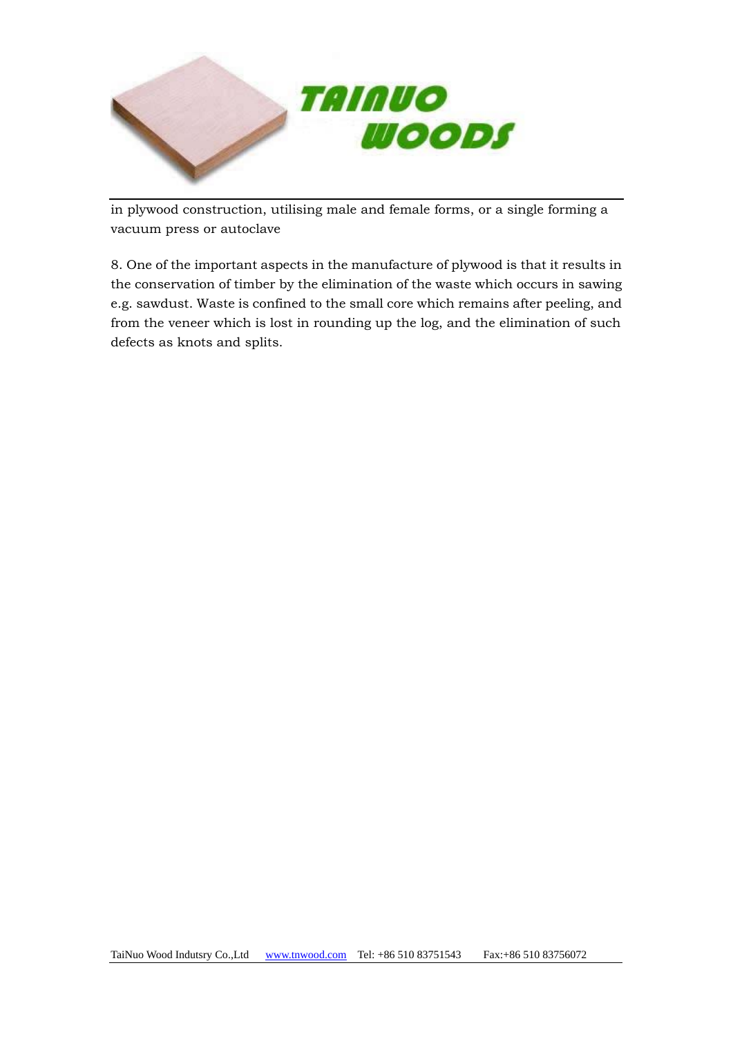in plywood construction, utilising male and female forms, or a single forming a vacuum press or autoclave

8. One of the important aspects in the manufacture of plywood is that it results in the conservation of timber by the elimination of the waste which occurs in sawing e.g. sawdust. Waste is confined to the small core which remains after peeling, and from the veneer which is lost in rounding up the log, and the elimination of such defects as knots and splits.